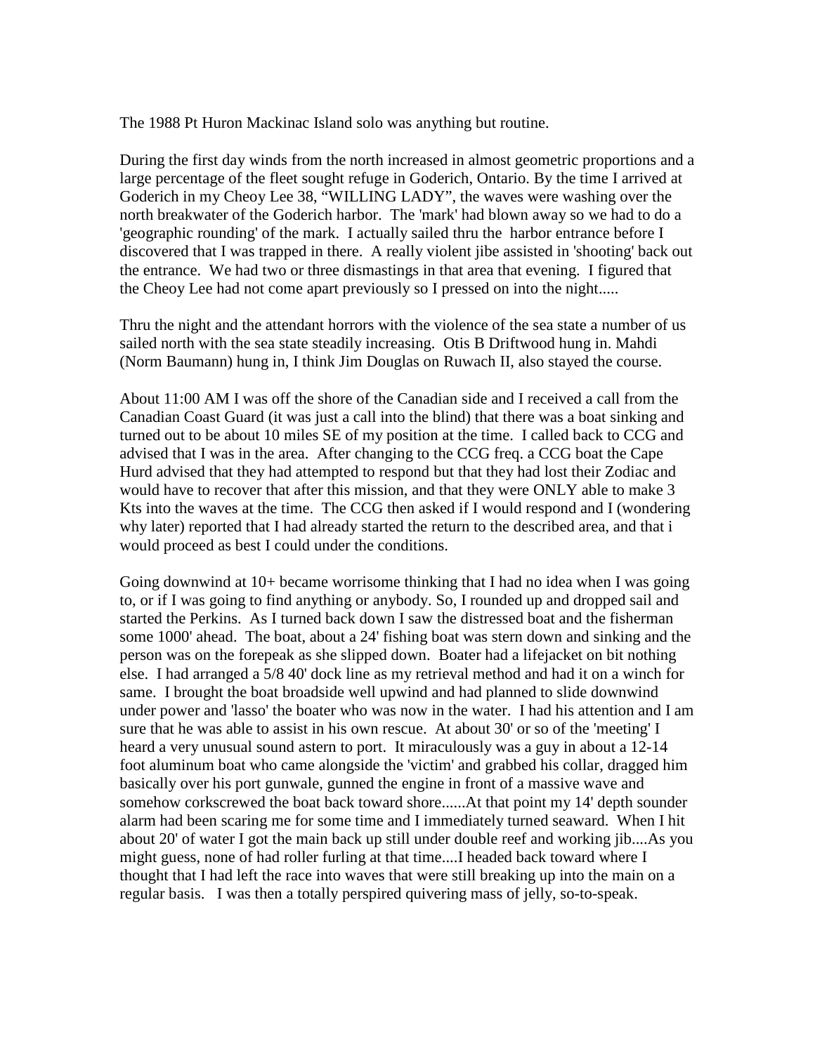The 1988 Pt Huron Mackinac Island solo was anything but routine.

During the first day winds from the north increased in almost geometric proportions and a large percentage of the fleet sought refuge in Goderich, Ontario. By the time I arrived at Goderich in my Cheoy Lee 38, “WILLING LADY”, the waves were washing over the north breakwater of the Goderich harbor. The 'mark' had blown away so we had to do a 'geographic rounding' of the mark. I actually sailed thru the harbor entrance before I discovered that I was trapped in there. A really violent jibe assisted in 'shooting' back out the entrance. We had two or three dismastings in that area that evening. I figured that the Cheoy Lee had not come apart previously so I pressed on into the night.....

Thru the night and the attendant horrors with the violence of the sea state a number of us sailed north with the sea state steadily increasing. Otis B Driftwood hung in. Mahdi (Norm Baumann) hung in, I think Jim Douglas on Ruwach II, also stayed the course.

About 11:00 AM I was off the shore of the Canadian side and I received a call from the Canadian Coast Guard (it was just a call into the blind) that there was a boat sinking and turned out to be about 10 miles SE of my position at the time. I called back to CCG and advised that I was in the area. After changing to the CCG freq. a CCG boat the Cape Hurd advised that they had attempted to respond but that they had lost their Zodiac and would have to recover that after this mission, and that they were ONLY able to make 3 Kts into the waves at the time. The CCG then asked if I would respond and I (wondering why later) reported that I had already started the return to the described area, and that i would proceed as best I could under the conditions.

Going downwind at 10+ became worrisome thinking that I had no idea when I was going to, or if I was going to find anything or anybody. So, I rounded up and dropped sail and started the Perkins. As I turned back down I saw the distressed boat and the fisherman some 1000' ahead. The boat, about a 24' fishing boat was stern down and sinking and the person was on the forepeak as she slipped down. Boater had a lifejacket on bit nothing else. I had arranged a 5/8 40' dock line as my retrieval method and had it on a winch for same. I brought the boat broadside well upwind and had planned to slide downwind under power and 'lasso' the boater who was now in the water. I had his attention and I am sure that he was able to assist in his own rescue. At about 30' or so of the 'meeting' I heard a very unusual sound astern to port. It miraculously was a guy in about a 12-14 foot aluminum boat who came alongside the 'victim' and grabbed his collar, dragged him basically over his port gunwale, gunned the engine in front of a massive wave and somehow corkscrewed the boat back toward shore......At that point my 14' depth sounder alarm had been scaring me for some time and I immediately turned seaward. When I hit about 20' of water I got the main back up still under double reef and working jib....As you might guess, none of had roller furling at that time....I headed back toward where I thought that I had left the race into waves that were still breaking up into the main on a regular basis. I was then a totally perspired quivering mass of jelly, so-to-speak.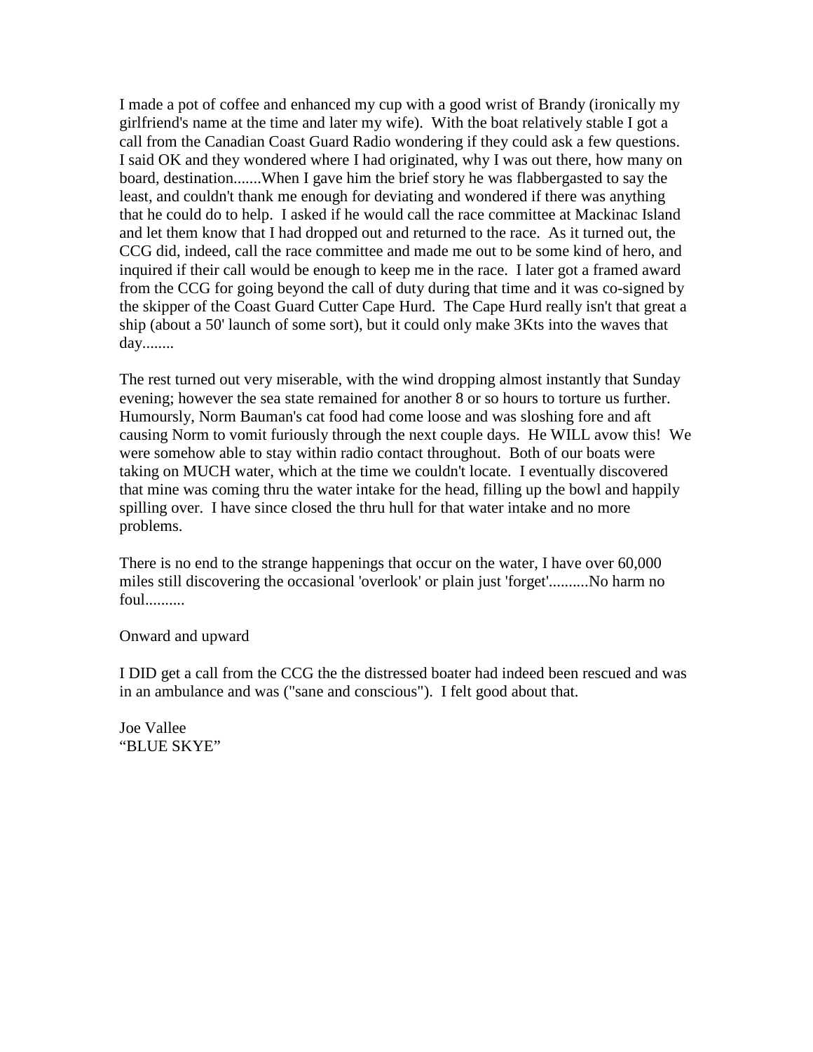I made a pot of coffee and enhanced my cup with a good wrist of Brandy (ironically my girlfriend's name at the time and later my wife). With the boat relatively stable I got a call from the Canadian Coast Guard Radio wondering if they could ask a few questions. I said OK and they wondered where I had originated, why I was out there, how many on board, destination.......When I gave him the brief story he was flabbergasted to say the least, and couldn't thank me enough for deviating and wondered if there was anything that he could do to help. I asked if he would call the race committee at Mackinac Island and let them know that I had dropped out and returned to the race. As it turned out, the CCG did, indeed, call the race committee and made me out to be some kind of hero, and inquired if their call would be enough to keep me in the race. I later got a framed award from the CCG for going beyond the call of duty during that time and it was co-signed by the skipper of the Coast Guard Cutter Cape Hurd. The Cape Hurd really isn't that great a ship (about a 50' launch of some sort), but it could only make 3Kts into the waves that day........

The rest turned out very miserable, with the wind dropping almost instantly that Sunday evening; however the sea state remained for another 8 or so hours to torture us further. Humoursly, Norm Bauman's cat food had come loose and was sloshing fore and aft causing Norm to vomit furiously through the next couple days. He WILL avow this! We were somehow able to stay within radio contact throughout. Both of our boats were taking on MUCH water, which at the time we couldn't locate. I eventually discovered that mine was coming thru the water intake for the head, filling up the bowl and happily spilling over. I have since closed the thru hull for that water intake and no more problems.

There is no end to the strange happenings that occur on the water, I have over 60,000 miles still discovering the occasional 'overlook' or plain just 'forget'..........No harm no foul..........

Onward and upward

I DID get a call from the CCG the the distressed boater had indeed been rescued and was in an ambulance and was ("sane and conscious"). I felt good about that.

Joe Vallee
"BLUE SKYE"